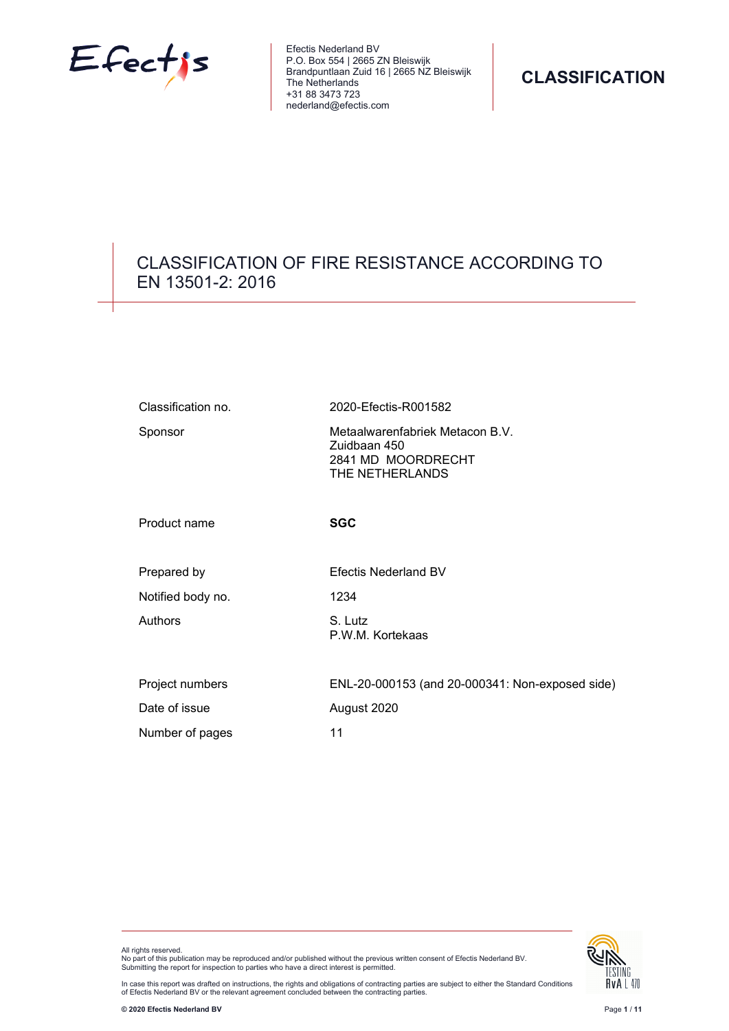Efectis Nederland BV
P.O. Box 554 | 2665 ZN Bleiswijk
Brandpuntlaan Zuid 16 | 2665 NZ Bleiswijk
The Netherlands
+31 88 3473 723
nederland@efectis.com

**CLASSIFICATION**

# CLASSIFICATION OF FIRE RESISTANCE ACCORDING TO EN 13501-2: 2016

| | |
|---|---|
| Classification no. | 2020-Efectis-R001582 |
| Sponsor | Metaalwarenfabriek Metacon B.V.<br>Zuidbaan 450<br>2841 MD  MOORDRECHT<br>THE NETHERLANDS |
| Product name | **SGC** |
| Prepared by | Efectis Nederland BV |
| Notified body no. | 1234 |
| Authors | S. Lutz<br>P.W.M. Kortekaas |
| Project numbers | ENL-20-000153 (and 20-000341: Non-exposed side) |
| Date of issue | August 2020 |
| Number of pages | 11 |

All rights reserved.
No part of this publication may be reproduced and/or published without the previous written consent of Efectis Nederland BV.
Submitting the report for inspection to parties who have a direct interest is permitted.

In case this report was drafted on instructions, the rights and obligations of contracting parties are subject to either the Standard Conditions of Efectis Nederland BV or the relevant agreement concluded between the contracting parties.

© 2020 Efectis Nederland BV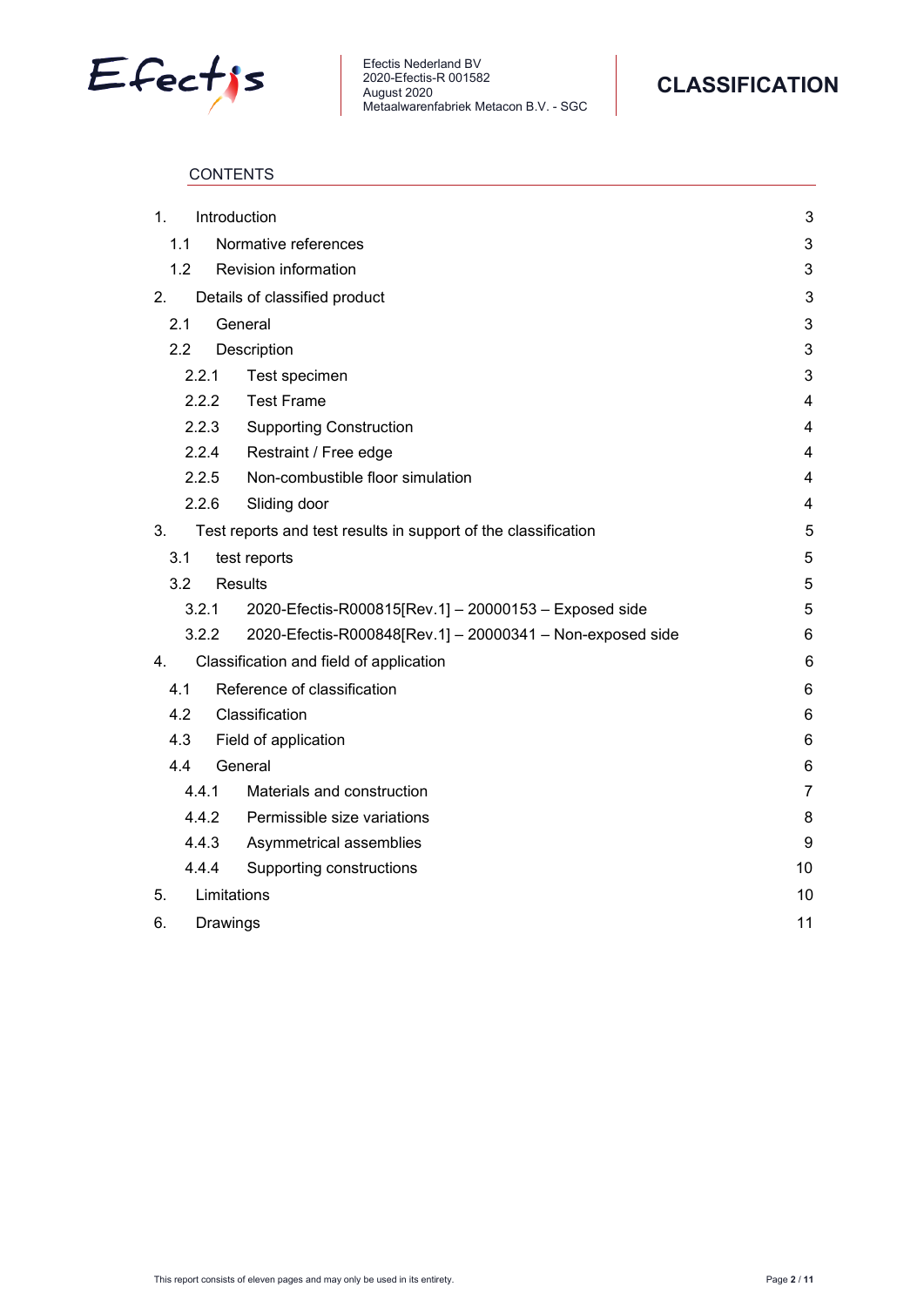CONTENTS

| | | |
|---|---|---|
| 1. | Introduction | 3 |
| 1.1 | Normative references | 3 |
| 1.2 | Revision information | 3 |
| 2. | Details of classified product | 3 |
| 2.1 | General | 3 |
| 2.2 | Description | 3 |
| 2.2.1 | Test specimen | 3 |
| 2.2.2 | Test Frame | 4 |
| 2.2.3 | Supporting Construction | 4 |
| 2.2.4 | Restraint / Free edge | 4 |
| 2.2.5 | Non-combustible floor simulation | 4 |
| 2.2.6 | Sliding door | 4 |
| 3. | Test reports and test results in support of the classification | 5 |
| 3.1 | test reports | 5 |
| 3.2 | Results | 5 |
| 3.2.1 | 2020-Efectis-R000815[Rev.1] – 20000153 – Exposed side | 5 |
| 3.2.2 | 2020-Efectis-R000848[Rev.1] – 20000341 – Non-exposed side | 6 |
| 4. | Classification and field of application | 6 |
| 4.1 | Reference of classification | 6 |
| 4.2 | Classification | 6 |
| 4.3 | Field of application | 6 |
| 4.4 | General | 6 |
| 4.4.1 | Materials and construction | 7 |
| 4.4.2 | Permissible size variations | 8 |
| 4.4.3 | Asymmetrical assemblies | 9 |
| 4.4.4 | Supporting constructions | 10 |
| 5. | Limitations | 10 |
| 6. | Drawings | 11 |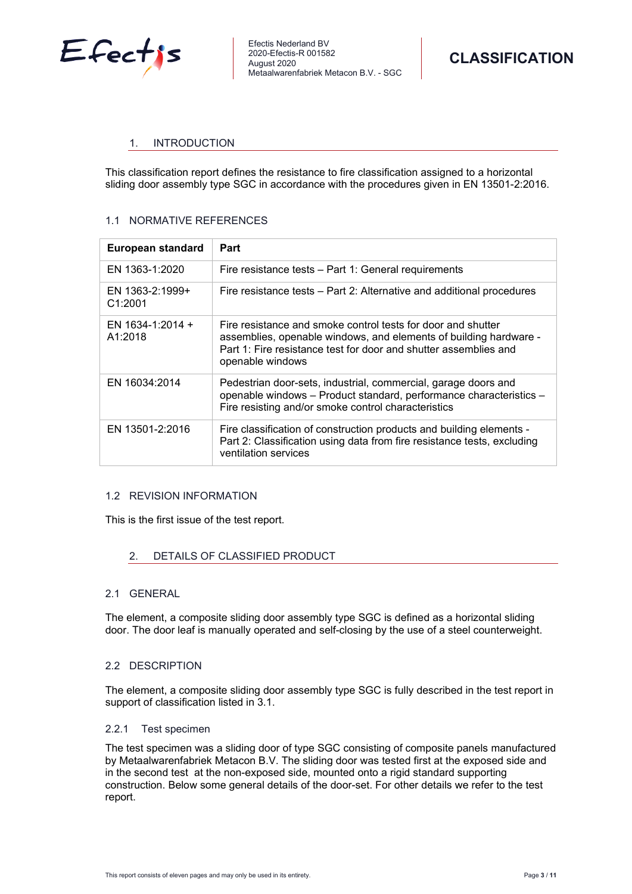## 1. INTRODUCTION

This classification report defines the resistance to fire classification assigned to a horizontal sliding door assembly type SGC in accordance with the procedures given in EN 13501-2:2016.

### 1.1 NORMATIVE REFERENCES

| European standard | Part |
|---|---|
| EN 1363-1:2020 | Fire resistance tests – Part 1: General requirements |
| EN 1363-2:1999+ C1:2001 | Fire resistance tests – Part 2: Alternative and additional procedures |
| EN 1634-1:2014 + A1:2018 | Fire resistance and smoke control tests for door and shutter assemblies, openable windows, and elements of building hardware - Part 1: Fire resistance test for door and shutter assemblies and openable windows |
| EN 16034:2014 | Pedestrian door-sets, industrial, commercial, garage doors and openable windows – Product standard, performance characteristics – Fire resisting and/or smoke control characteristics |
| EN 13501-2:2016 | Fire classification of construction products and building elements - Part 2: Classification using data from fire resistance tests, excluding ventilation services |

### 1.2 REVISION INFORMATION

This is the first issue of the test report.

## 2. DETAILS OF CLASSIFIED PRODUCT

### 2.1 GENERAL

The element, a composite sliding door assembly type SGC is defined as a horizontal sliding door. The door leaf is manually operated and self-closing by the use of a steel counterweight.

### 2.2 DESCRIPTION

The element, a composite sliding door assembly type SGC is fully described in the test report in support of classification listed in 3.1.

#### 2.2.1 Test specimen

The test specimen was a sliding door of type SGC consisting of composite panels manufactured by Metaalwarenfabriek Metacon B.V. The sliding door was tested first at the exposed side and in the second test at the non-exposed side, mounted onto a rigid standard supporting construction. Below some general details of the door-set. For other details we refer to the test report.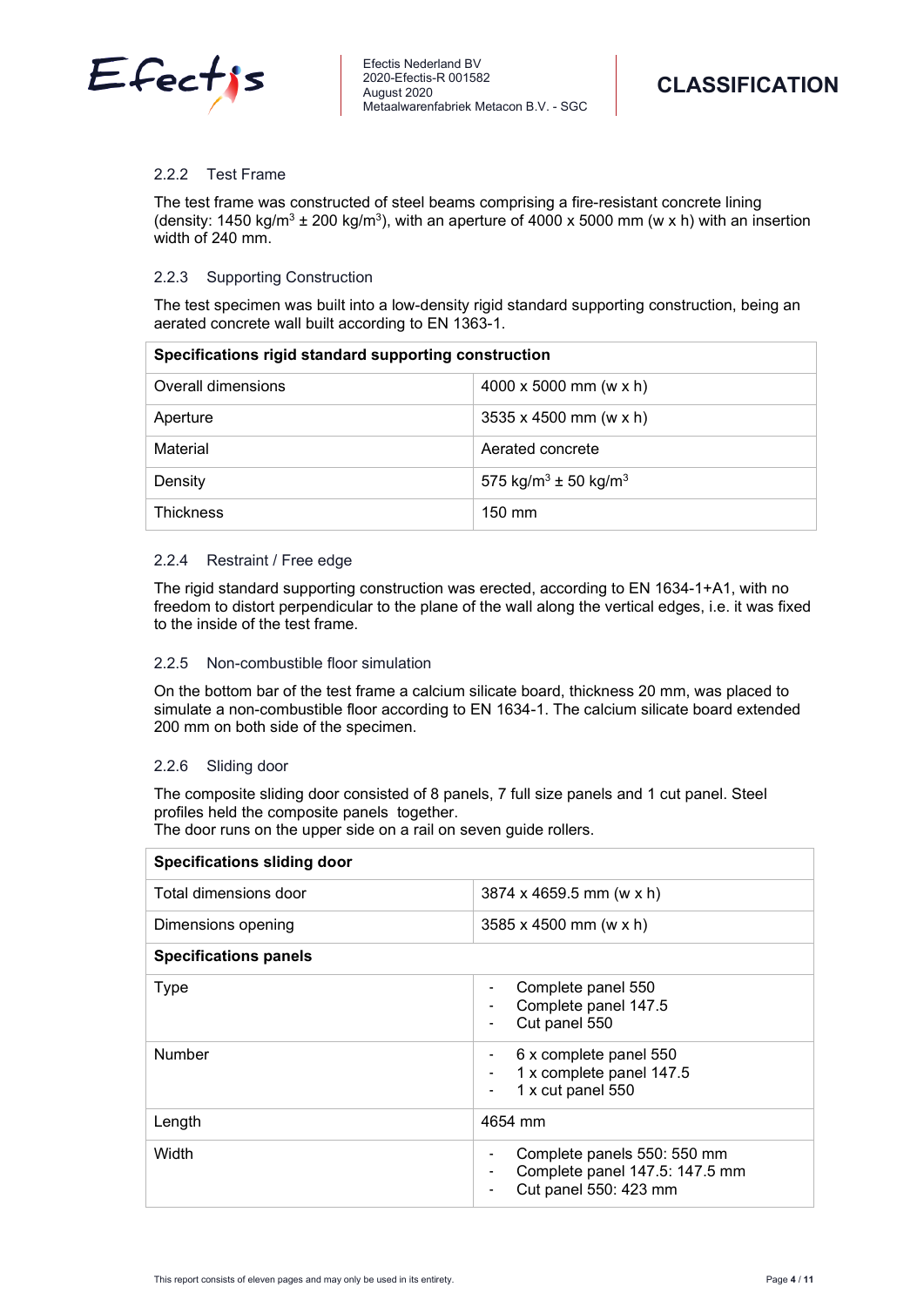### 2.2.2 Test Frame

The test frame was constructed of steel beams comprising a fire-resistant concrete lining (density: 1450 kg/m$^3$ ± 200 kg/m$^3$), with an aperture of 4000 x 5000 mm (w x h) with an insertion width of 240 mm.

### 2.2.3 Supporting Construction

The test specimen was built into a low-density rigid standard supporting construction, being an aerated concrete wall built according to EN 1363-1.

| Specifications rigid standard supporting construction | |
|---|---|
| Overall dimensions | 4000 x 5000 mm (w x h) |
| Aperture | 3535 x 4500 mm (w x h) |
| Material | Aerated concrete |
| Density | 575 kg/m$^3$ ± 50 kg/m$^3$ |
| Thickness | 150 mm |

### 2.2.4 Restraint / Free edge

The rigid standard supporting construction was erected, according to EN 1634-1+A1, with no freedom to distort perpendicular to the plane of the wall along the vertical edges, i.e. it was fixed to the inside of the test frame.

### 2.2.5 Non-combustible floor simulation

On the bottom bar of the test frame a calcium silicate board, thickness 20 mm, was placed to simulate a non-combustible floor according to EN 1634-1. The calcium silicate board extended 200 mm on both side of the specimen.

### 2.2.6 Sliding door

The composite sliding door consisted of 8 panels, 7 full size panels and 1 cut panel. Steel profiles held the composite panels together.
The door runs on the upper side on a rail on seven guide rollers.

| Specifications sliding door | |
|---|---|
| Total dimensions door | 3874 x 4659.5 mm (w x h) |
| Dimensions opening | 3585 x 4500 mm (w x h) |
| **Specifications panels** | |
| Type | - Complete panel 550<br>- Complete panel 147.5<br>- Cut panel 550 |
| Number | - 6 x complete panel 550<br>- 1 x complete panel 147.5<br>- 1 x cut panel 550 |
| Length | 4654 mm |
| Width | - Complete panels 550: 550 mm<br>- Complete panel 147.5: 147.5 mm<br>- Cut panel 550: 423 mm |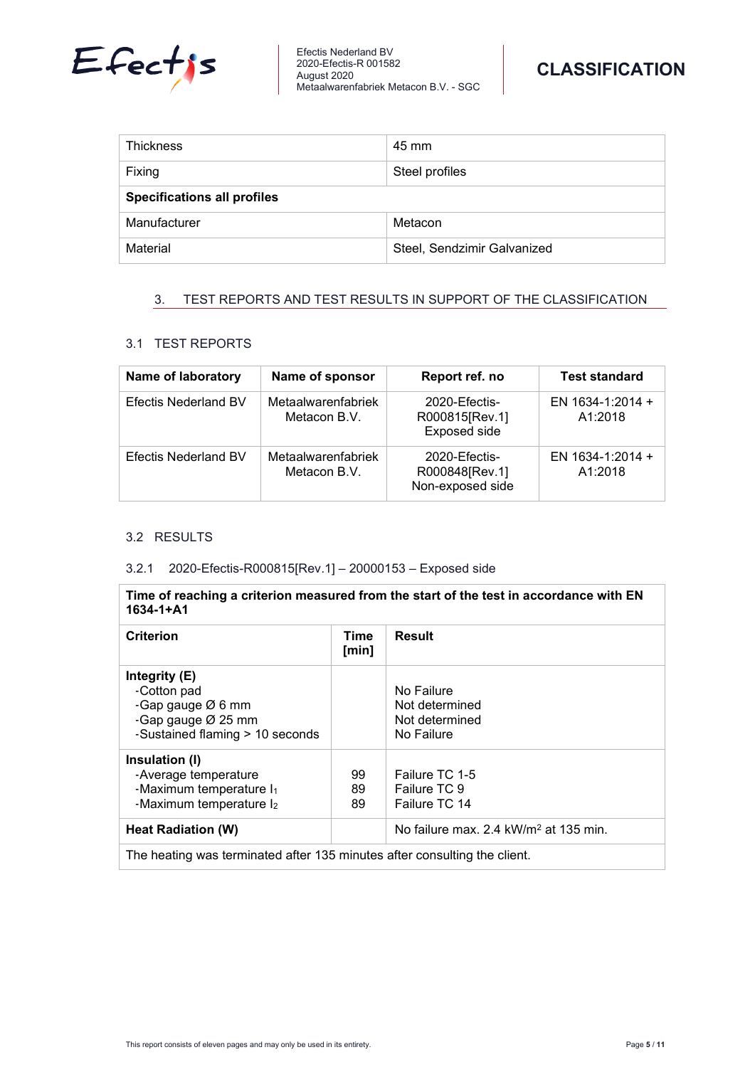| Thickness | 45 mm |
| --- | --- |
| Fixing | Steel profiles |
| **Specifications all profiles** | |
| Manufacturer | Metacon |
| Material | Steel, Sendzimir Galvanized |

## 3. TEST REPORTS AND TEST RESULTS IN SUPPORT OF THE CLASSIFICATION

### 3.1 TEST REPORTS

| Name of laboratory | Name of sponsor | Report ref. no | Test standard |
| --- | --- | --- | --- |
| Efectis Nederland BV | Metaalwarenfabriek Metacon B.V. | 2020-Efectis-R000815[Rev.1] Exposed side | EN 1634-1:2014 + A1:2018 |
| Efectis Nederland BV | Metaalwarenfabriek Metacon B.V. | 2020-Efectis-R000848[Rev.1] Non-exposed side | EN 1634-1:2014 + A1:2018 |

### 3.2 RESULTS

#### 3.2.1 2020-Efectis-R000815[Rev.1] – 20000153 – Exposed side

| **Time of reaching a criterion measured from the start of the test in accordance with EN 1634-1+A1** | | |
| --- | --- | --- |
| **Criterion** | **Time [min]** | **Result** |
| **Integrity (E)**<br>-Cotton pad<br>-Gap gauge Ø 6 mm<br>-Gap gauge Ø 25 mm<br>-Sustained flaming > 10 seconds | | <br>No Failure<br>Not determined<br>Not determined<br>No Failure |
| **Insulation (I)**<br>-Average temperature<br>-Maximum temperature $I_1$<br>-Maximum temperature $I_2$ | <br>99<br>89<br>89 | <br>Failure TC 1-5<br>Failure TC 9<br>Failure TC 14 |
| **Heat Radiation (W)** | | No failure max. 2.4 kW/m² at 135 min. |
| The heating was terminated after 135 minutes after consulting the client. | | |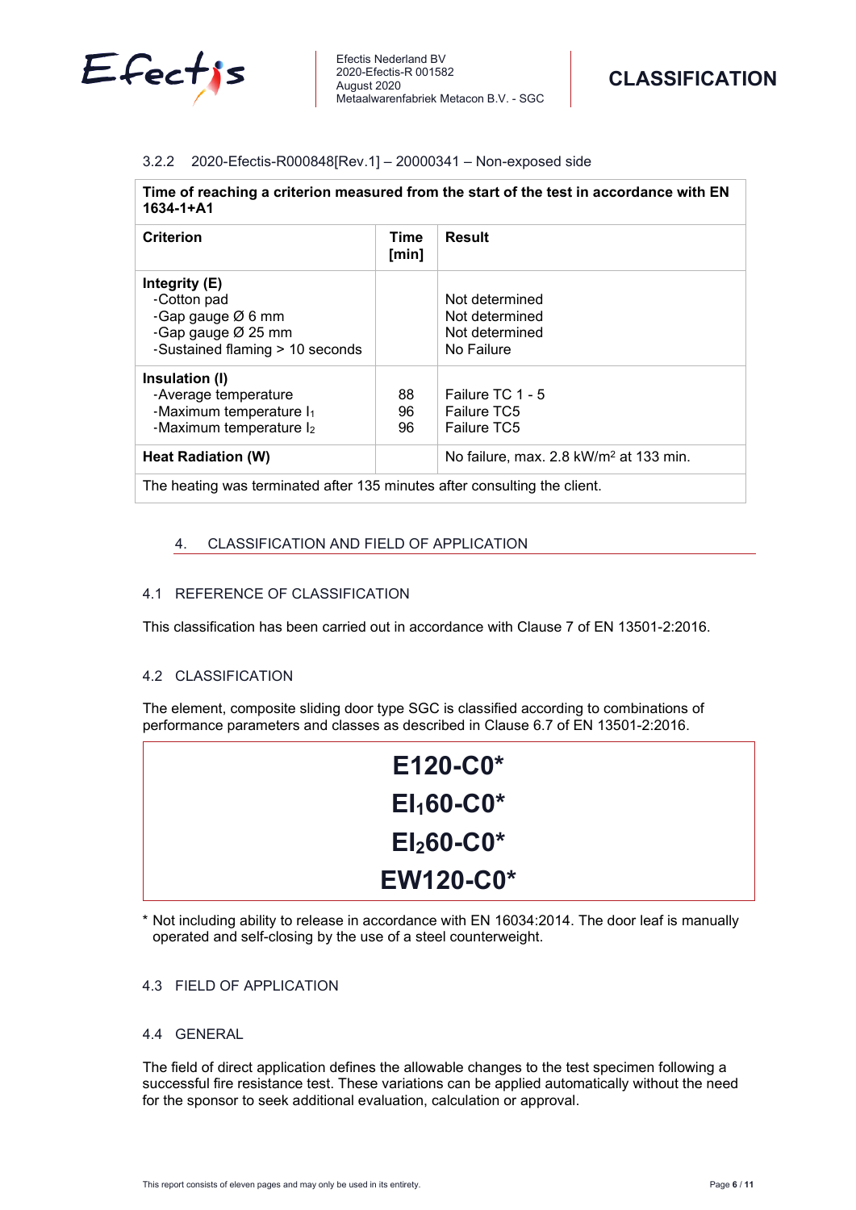### 3.2.2 2020-Efectis-R000848[Rev.1] – 20000341 – Non-exposed side

| Time of reaching a criterion measured from the start of the test in accordance with EN 1634-1+A1 | | |
|---|---|---|
| **Criterion** | **Time [min]** | **Result** |
| **Integrity (E)**<br>-Cotton pad<br>-Gap gauge Ø 6 mm<br>-Gap gauge Ø 25 mm<br>-Sustained flaming > 10 seconds | | <br>Not determined<br>Not determined<br>Not determined<br>No Failure |
| **Insulation (I)**<br>-Average temperature<br>-Maximum temperature $I_1$<br>-Maximum temperature $I_2$ | <br>88<br>96<br>96 | <br>Failure TC 1 - 5<br>Failure TC5<br>Failure TC5 |
| **Heat Radiation (W)** | | No failure, max. 2.8 kW/m² at 133 min. |
| The heating was terminated after 135 minutes after consulting the client. | | |

## 4. CLASSIFICATION AND FIELD OF APPLICATION

### 4.1 REFERENCE OF CLASSIFICATION

This classification has been carried out in accordance with Clause 7 of EN 13501-2:2016.

### 4.2 CLASSIFICATION

The element, composite sliding door type SGC is classified according to combinations of performance parameters and classes as described in Clause 6.7 of EN 13501-2:2016.

**E120-C0***

**$EI_1$60-C0***

**$EI_2$60-C0***

**EW120-C0***

* Not including ability to release in accordance with EN 16034:2014. The door leaf is manually operated and self-closing by the use of a steel counterweight.

### 4.3 FIELD OF APPLICATION

### 4.4 GENERAL

The field of direct application defines the allowable changes to the test specimen following a successful fire resistance test. These variations can be applied automatically without the need for the sponsor to seek additional evaluation, calculation or approval.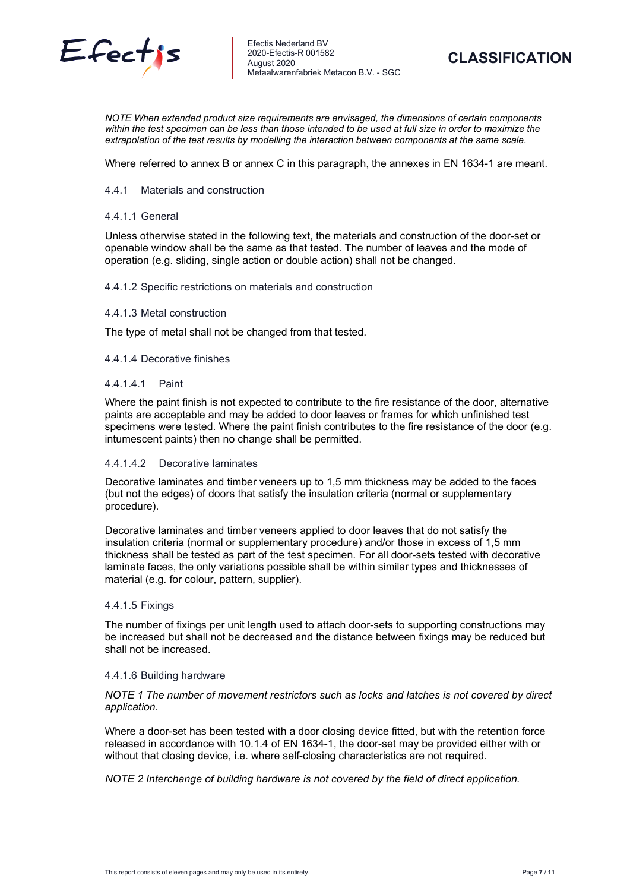*NOTE When extended product size requirements are envisaged, the dimensions of certain components within the test specimen can be less than those intended to be used at full size in order to maximize the extrapolation of the test results by modelling the interaction between components at the same scale*.

Where referred to annex B or annex C in this paragraph, the annexes in EN 1634-1 are meant.

### 4.4.1 Materials and construction

#### 4.4.1.1 General

Unless otherwise stated in the following text, the materials and construction of the door-set or openable window shall be the same as that tested. The number of leaves and the mode of operation (e.g. sliding, single action or double action) shall not be changed.

#### 4.4.1.2 Specific restrictions on materials and construction

#### 4.4.1.3 Metal construction

The type of metal shall not be changed from that tested.

#### 4.4.1.4 Decorative finishes

##### 4.4.1.4.1 Paint

Where the paint finish is not expected to contribute to the fire resistance of the door, alternative paints are acceptable and may be added to door leaves or frames for which unfinished test specimens were tested. Where the paint finish contributes to the fire resistance of the door (e.g. intumescent paints) then no change shall be permitted.

##### 4.4.1.4.2 Decorative laminates

Decorative laminates and timber veneers up to 1,5 mm thickness may be added to the faces (but not the edges) of doors that satisfy the insulation criteria (normal or supplementary procedure).

Decorative laminates and timber veneers applied to door leaves that do not satisfy the insulation criteria (normal or supplementary procedure) and/or those in excess of 1,5 mm thickness shall be tested as part of the test specimen. For all door-sets tested with decorative laminate faces, the only variations possible shall be within similar types and thicknesses of material (e.g. for colour, pattern, supplier).

#### 4.4.1.5 Fixings

The number of fixings per unit length used to attach door-sets to supporting constructions may be increased but shall not be decreased and the distance between fixings may be reduced but shall not be increased.

#### 4.4.1.6 Building hardware

*NOTE 1 The number of movement restrictors such as locks and latches is not covered by direct application.*

Where a door-set has been tested with a door closing device fitted, but with the retention force released in accordance with 10.1.4 of EN 1634-1, the door-set may be provided either with or without that closing device, i.e. where self-closing characteristics are not required.

*NOTE 2 Interchange of building hardware is not covered by the field of direct application.*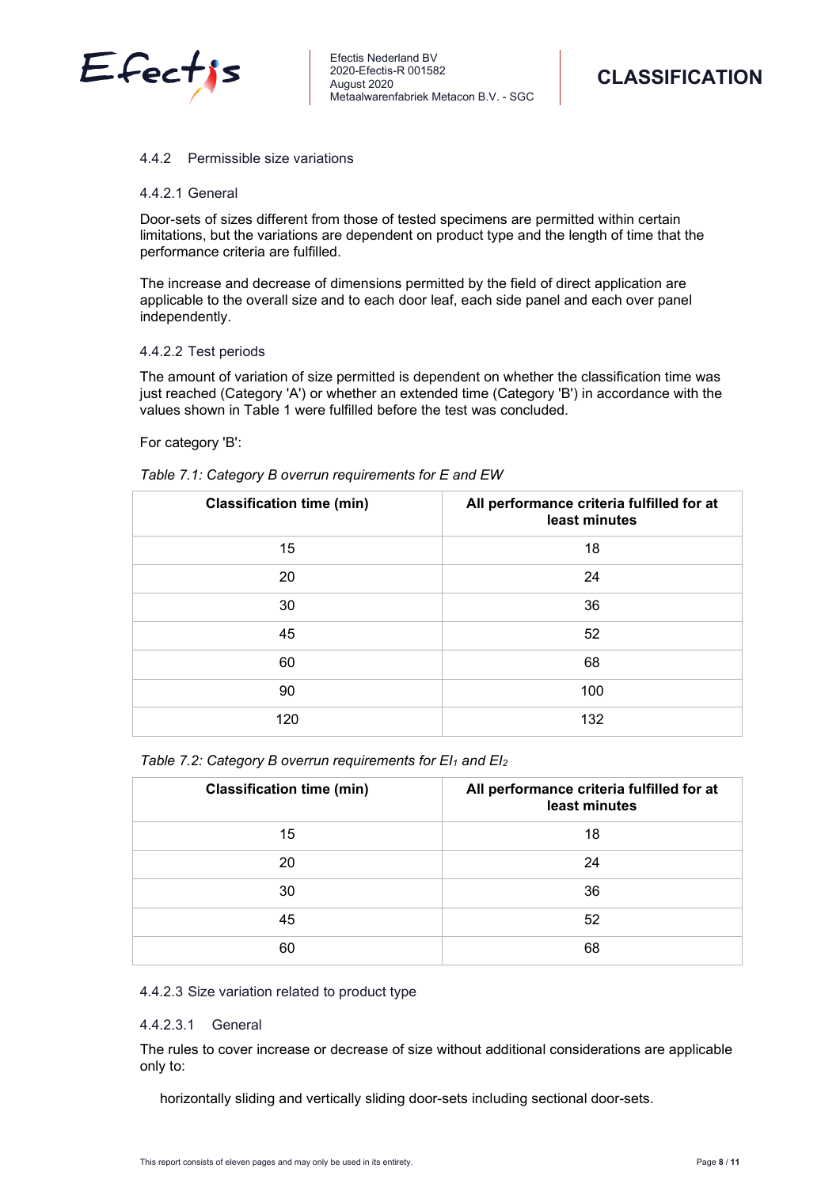#### 4.4.2 Permissible size variations

##### 4.4.2.1 General

Door-sets of sizes different from those of tested specimens are permitted within certain limitations, but the variations are dependent on product type and the length of time that the performance criteria are fulfilled.

The increase and decrease of dimensions permitted by the field of direct application are applicable to the overall size and to each door leaf, each side panel and each over panel independently.

##### 4.4.2.2 Test periods

The amount of variation of size permitted is dependent on whether the classification time was just reached (Category 'A') or whether an extended time (Category 'B') in accordance with the values shown in Table 1 were fulfilled before the test was concluded.

For category 'B':

*Table 7.1: Category B overrun requirements for E and EW*

| Classification time (min) | All performance criteria fulfilled for at least minutes |
|---|---|
| 15 | 18 |
| 20 | 24 |
| 30 | 36 |
| 45 | 52 |
| 60 | 68 |
| 90 | 100 |
| 120 | 132 |

*Table 7.2: Category B overrun requirements for $EI_1$ and $EI_2$*

| Classification time (min) | All performance criteria fulfilled for at least minutes |
|---|---|
| 15 | 18 |
| 20 | 24 |
| 30 | 36 |
| 45 | 52 |
| 60 | 68 |

##### 4.4.2.3 Size variation related to product type

###### 4.4.2.3.1 General

The rules to cover increase or decrease of size without additional considerations are applicable only to:

horizontally sliding and vertically sliding door-sets including sectional door-sets.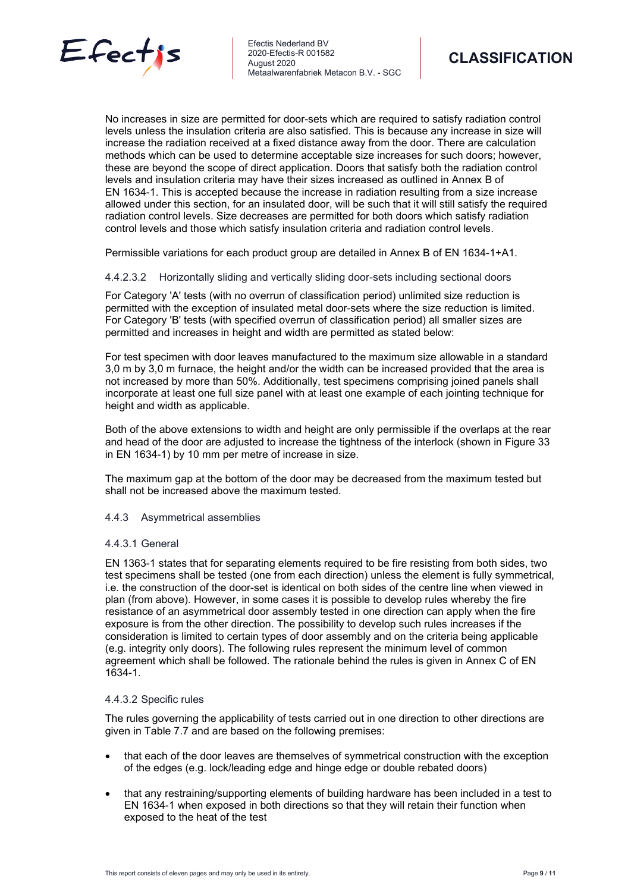No increases in size are permitted for door-sets which are required to satisfy radiation control levels unless the insulation criteria are also satisfied. This is because any increase in size will increase the radiation received at a fixed distance away from the door. There are calculation methods which can be used to determine acceptable size increases for such doors; however, these are beyond the scope of direct application. Doors that satisfy both the radiation control levels and insulation criteria may have their sizes increased as outlined in Annex B of EN 1634-1. This is accepted because the increase in radiation resulting from a size increase allowed under this section, for an insulated door, will be such that it will still satisfy the required radiation control levels. Size decreases are permitted for both doors which satisfy radiation control levels and those which satisfy insulation criteria and radiation control levels.

Permissible variations for each product group are detailed in Annex B of EN 1634-1+A1.

#### 4.4.2.3.2 Horizontally sliding and vertically sliding door-sets including sectional doors

For Category 'A' tests (with no overrun of classification period) unlimited size reduction is permitted with the exception of insulated metal door-sets where the size reduction is limited. For Category 'B' tests (with specified overrun of classification period) all smaller sizes are permitted and increases in height and width are permitted as stated below:

For test specimen with door leaves manufactured to the maximum size allowable in a standard 3,0 m by 3,0 m furnace, the height and/or the width can be increased provided that the area is not increased by more than 50%. Additionally, test specimens comprising joined panels shall incorporate at least one full size panel with at least one example of each jointing technique for height and width as applicable.

Both of the above extensions to width and height are only permissible if the overlaps at the rear and head of the door are adjusted to increase the tightness of the interlock (shown in Figure 33 in EN 1634-1) by 10 mm per metre of increase in size.

The maximum gap at the bottom of the door may be decreased from the maximum tested but shall not be increased above the maximum tested.

### 4.4.3 Asymmetrical assemblies

#### 4.4.3.1 General

EN 1363-1 states that for separating elements required to be fire resisting from both sides, two test specimens shall be tested (one from each direction) unless the element is fully symmetrical, i.e. the construction of the door-set is identical on both sides of the centre line when viewed in plan (from above). However, in some cases it is possible to develop rules whereby the fire resistance of an asymmetrical door assembly tested in one direction can apply when the fire exposure is from the other direction. The possibility to develop such rules increases if the consideration is limited to certain types of door assembly and on the criteria being applicable (e.g. integrity only doors). The following rules represent the minimum level of common agreement which shall be followed. The rationale behind the rules is given in Annex C of EN 1634-1.

#### 4.4.3.2 Specific rules

The rules governing the applicability of tests carried out in one direction to other directions are given in Table 7.7 and are based on the following premises:

- that each of the door leaves are themselves of symmetrical construction with the exception of the edges (e.g. lock/leading edge and hinge edge or double rebated doors)
- that any restraining/supporting elements of building hardware has been included in a test to EN 1634-1 when exposed in both directions so that they will retain their function when exposed to the heat of the test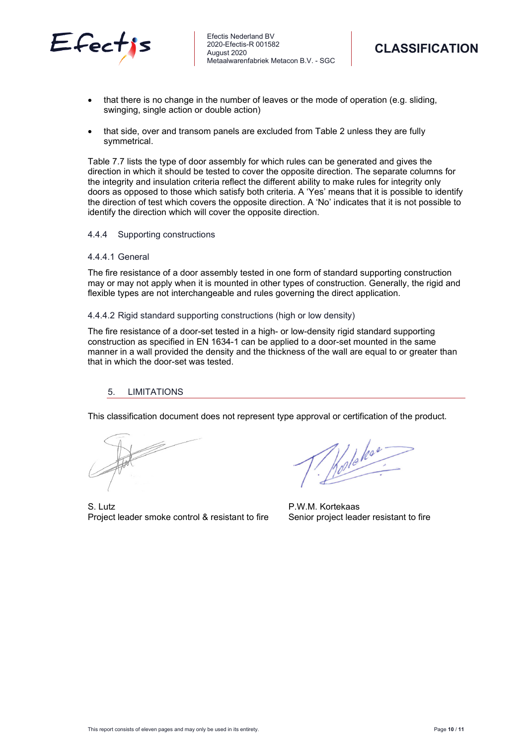- that there is no change in the number of leaves or the mode of operation (e.g. sliding, swinging, single action or double action)
- that side, over and transom panels are excluded from Table 2 unless they are fully symmetrical.

Table 7.7 lists the type of door assembly for which rules can be generated and gives the direction in which it should be tested to cover the opposite direction. The separate columns for the integrity and insulation criteria reflect the different ability to make rules for integrity only doors as opposed to those which satisfy both criteria. A 'Yes' means that it is possible to identify the direction of test which covers the opposite direction. A 'No' indicates that it is not possible to identify the direction which will cover the opposite direction.

### 4.4.4 Supporting constructions

#### 4.4.4.1 General

The fire resistance of a door assembly tested in one form of standard supporting construction may or may not apply when it is mounted in other types of construction. Generally, the rigid and flexible types are not interchangeable and rules governing the direct application.

#### 4.4.4.2 Rigid standard supporting constructions (high or low density)

The fire resistance of a door-set tested in a high- or low-density rigid standard supporting construction as specified in EN 1634-1 can be applied to a door-set mounted in the same manner in a wall provided the density and the thickness of the wall are equal to or greater than that in which the door-set was tested.

## 5. LIMITATIONS

This classification document does not represent type approval or certification of the product.

| | |
|---|---|
| S. Lutz | P.W.M. Kortekaas |
| Project leader smoke control & resistant to fire | Senior project leader resistant to fire |

This report consists of eleven pages and may only be used in its entirety.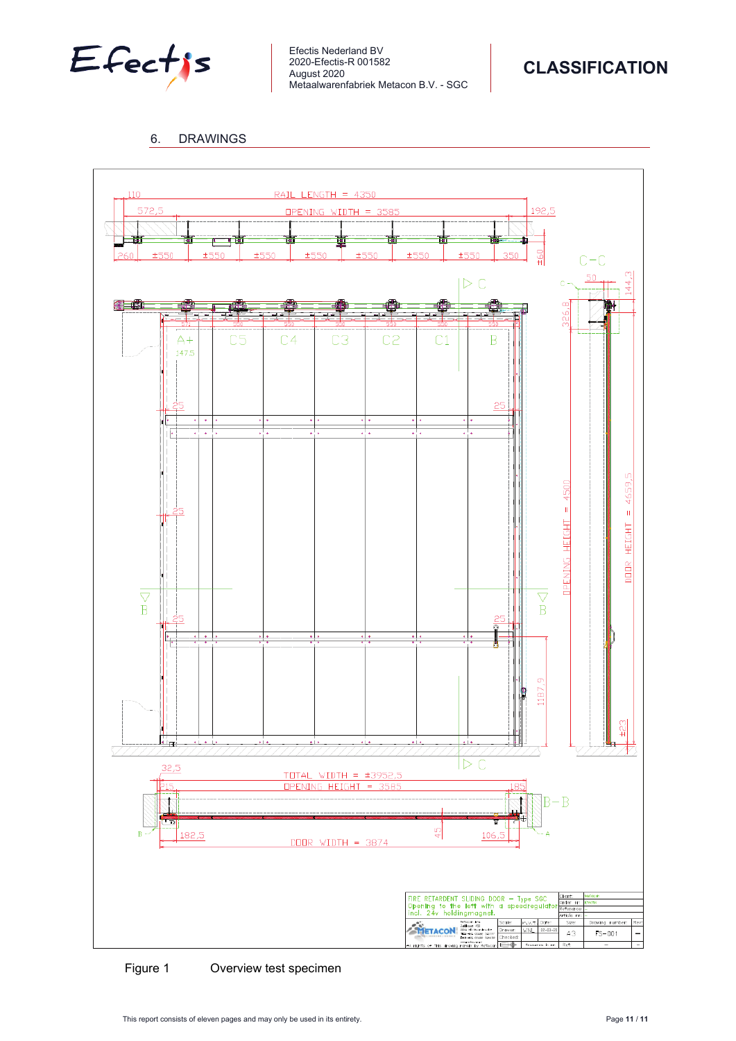## 6. DRAWINGS

110
RAIL LENGTH = 4350
572,5
OPENING WIDTH = 3585
192,5
260 ±550 ±550 ±550 ±550 ±550 ±550 ±550 350
±60
C-C
50
144,3
326,8
A+ C5 C4 C3 C2 C1 B
147,5
25
25
25
25
25
OPENING HEIGHT = 4500
DOOR HEIGHT = 4659,5
B
B
1187,9
±23
C
C
32,5
TOTAL WIDTH = ±3952,5
OPENING HEIGHT = 3585
215
185
B-B
182,5
45
106,5
DOOR WIDTH = 3874

FIRE RETARDENT SLIDING DOOR – Type SGC
Opening to the left with a speedregulator
incl. 24v holdingmagnet.
METACON
A3
FS-001

Figure 1 Overview test specimen